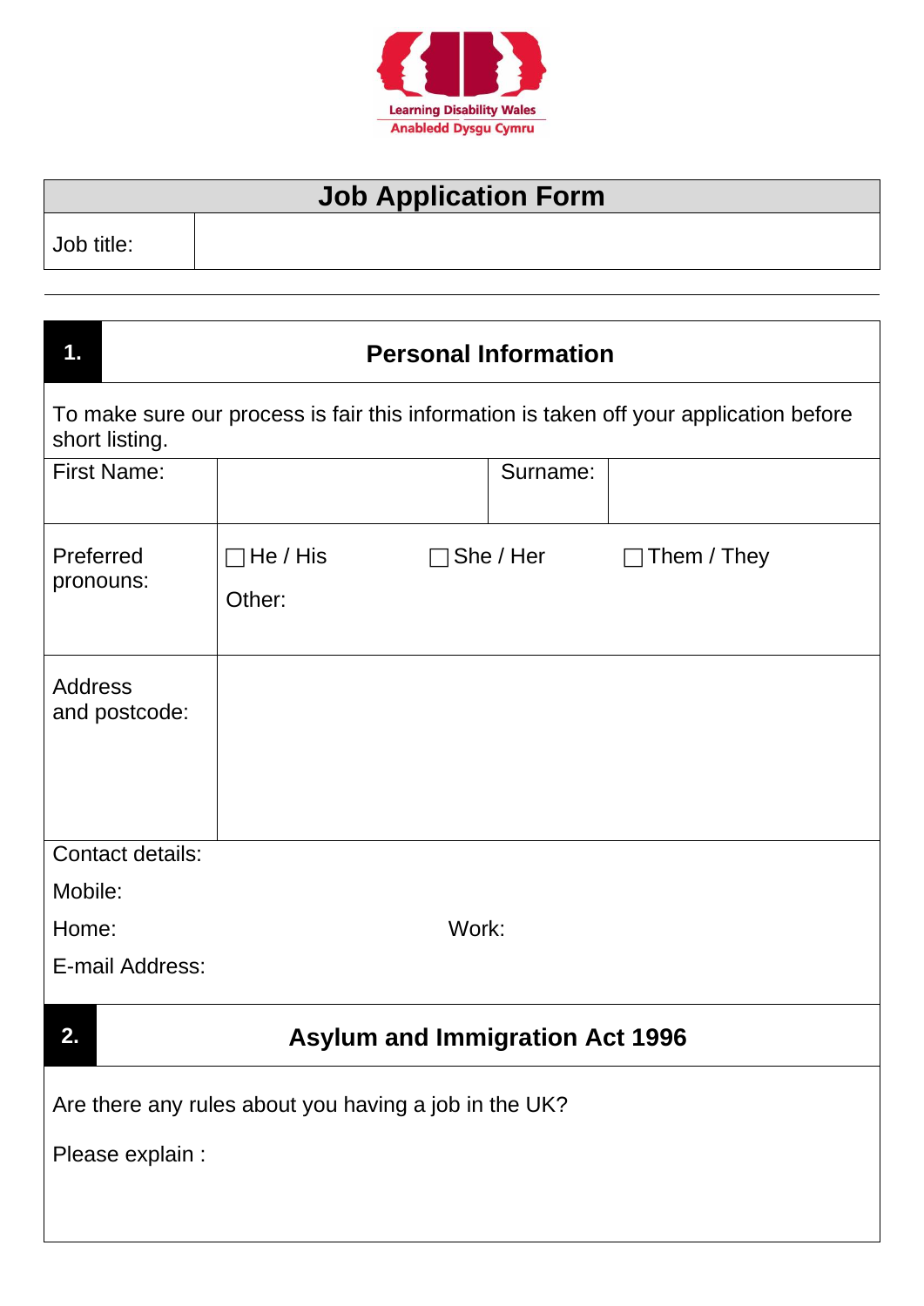Learning Disability Wales
Anabledd Dysgu Cymru

# Job Application Form

| Job title: | |
|---|---|

## 1. Personal Information

To make sure our process is fair this information is taken off your application before short listing.

| First Name: | | Surname: | |
|---|---|---|---|
| Preferred pronouns: | ☐ He / His ☐ She / Her ☐ Them / They<br>Other: | | |
| Address and postcode: | | | |

Contact details:

Mobile:

Home: Work:

E-mail Address:

## 2. Asylum and Immigration Act 1996

Are there any rules about you having a job in the UK?

Please explain :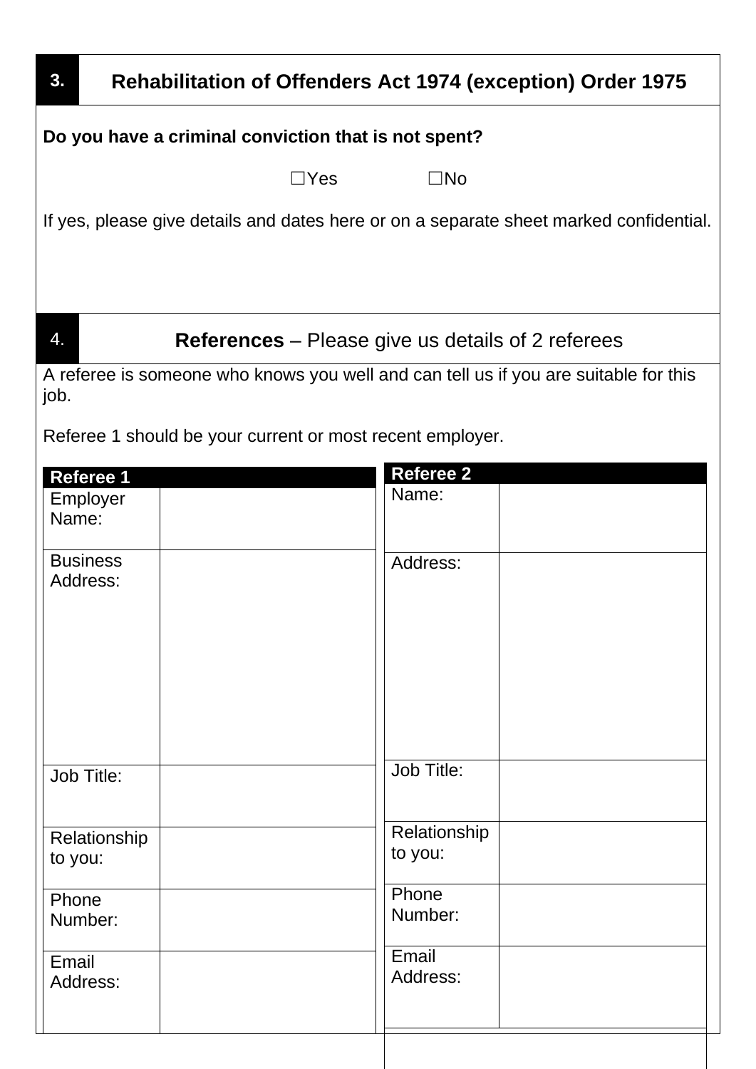## 3. Rehabilitation of Offenders Act 1974 (exception) Order 1975

**Do you have a criminal conviction that is not spent?**

☐Yes ☐No

If yes, please give details and dates here or on a separate sheet marked confidential.

## 4. **References** – Please give us details of 2 referees

A referee is someone who knows you well and can tell us if you are suitable for this job.

Referee 1 should be your current or most recent employer.

| **Referee 1** | |
|---|---|
| Employer Name: | |
| Business Address: | |
| Job Title: | |
| Relationship to you: | |
| Phone Number: | |
| Email Address: | |

| **Referee 2** | |
|---|---|
| Name: | |
| Address: | |
| Job Title: | |
| Relationship to you: | |
| Phone Number: | |
| Email Address: | |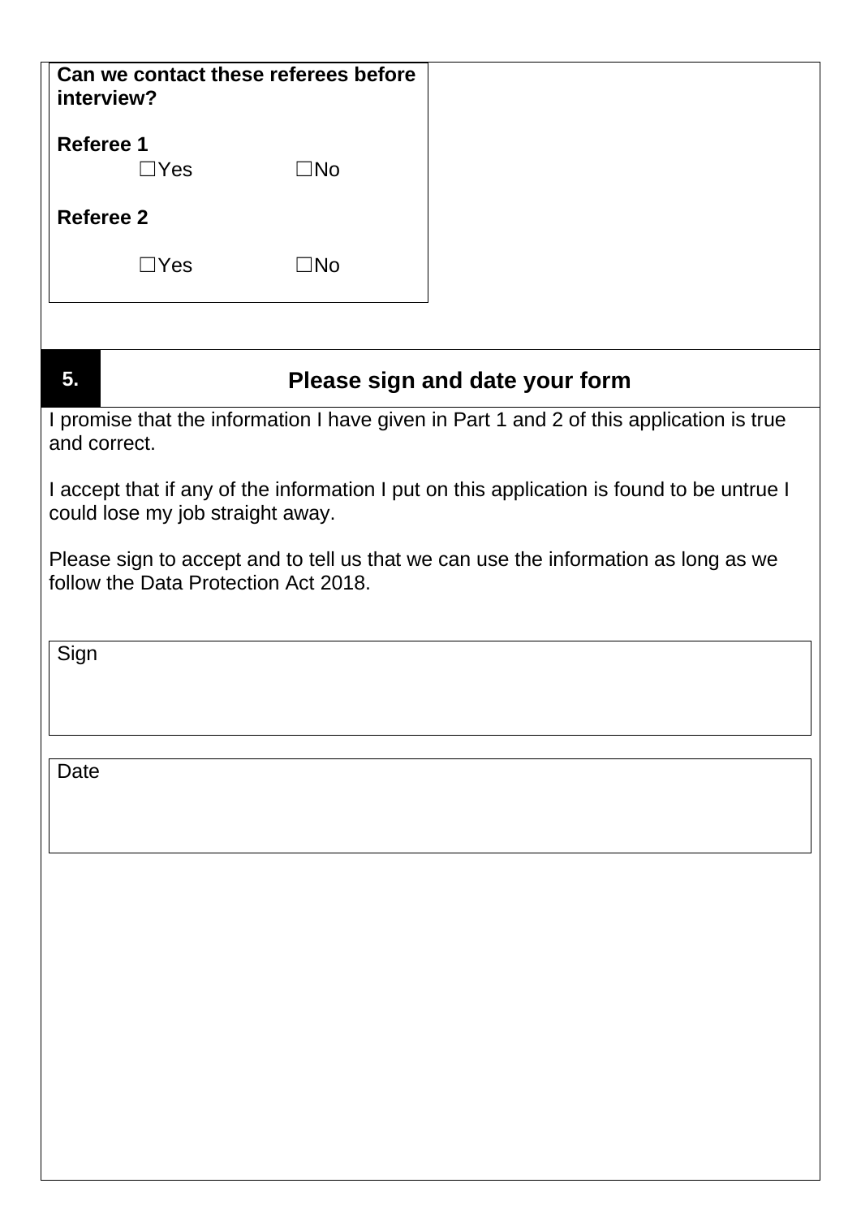**Can we contact these referees before interview?**

**Referee 1**

☐Yes ☐No

**Referee 2**

☐Yes ☐No

## 5. Please sign and date your form

I promise that the information I have given in Part 1 and 2 of this application is true and correct.

I accept that if any of the information I put on this application is found to be untrue I could lose my job straight away.

Please sign to accept and to tell us that we can use the information as long as we follow the Data Protection Act 2018.

| Sign |
| --- |
| |

| Date |
| --- |
| |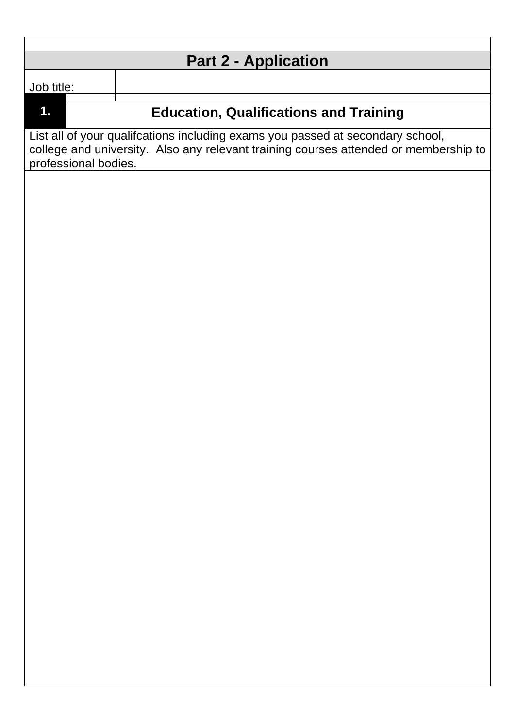## Part 2 - Application

| Job title: | |
|---|---|

## 1. Education, Qualifications and Training

List all of your qualifcations including exams you passed at secondary school, college and university. Also any relevant training courses attended or membership to professional bodies.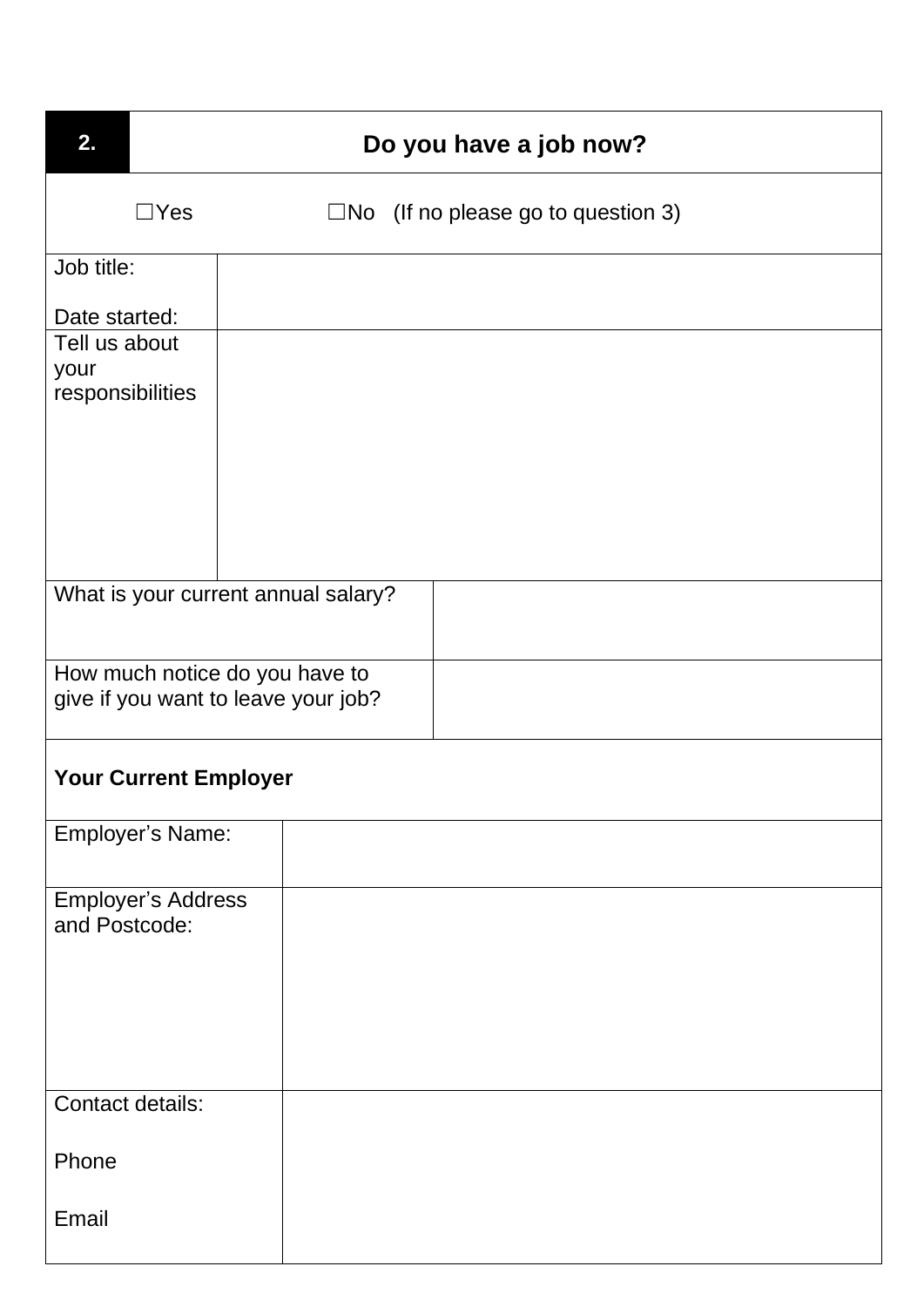| 2. | Do you have a job now? |
| --- | --- |
| ☐Yes | ☐No (If no please go to question 3) |
| Job title:<br><br>Date started: | |
| Tell us about your responsibilities | |

| What is your current annual salary? | |
| --- | --- |
| How much notice do you have to give if you want to leave your job? | |

**Your Current Employer**

| Employer's Name: | |
| --- | --- |
| Employer's Address and Postcode: | |
| Contact details:<br><br>Phone<br><br>Email | |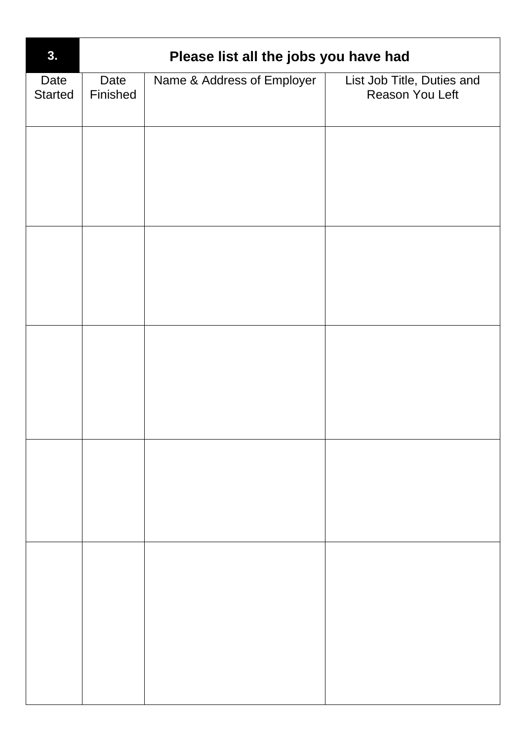## 3. Please list all the jobs you have had

| Date Started | Date Finished | Name & Address of Employer | List Job Title, Duties and Reason You Left |
|---|---|---|---|
| | | | |
| | | | |
| | | | |
| | | | |
| | | | |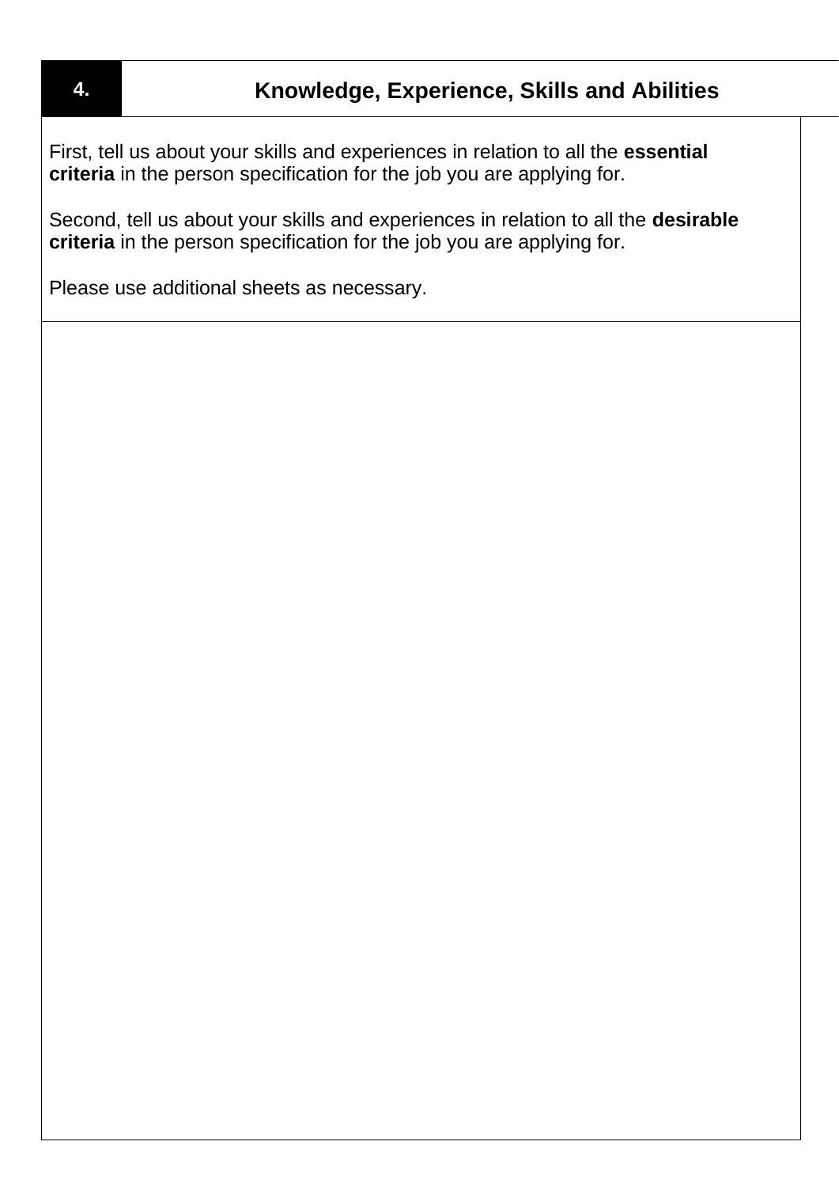## 4. Knowledge, Experience, Skills and Abilities

First, tell us about your skills and experiences in relation to all the **essential criteria** in the person specification for the job you are applying for.

Second, tell us about your skills and experiences in relation to all the **desirable criteria** in the person specification for the job you are applying for.

Please use additional sheets as necessary.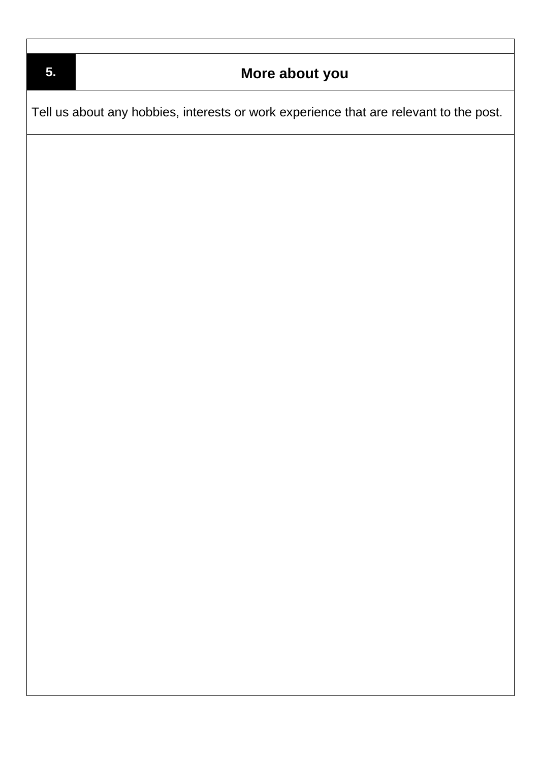| 5. | More about you |
| --- | --- |
| Tell us about any hobbies, interests or work experience that are relevant to the post. | |
| | |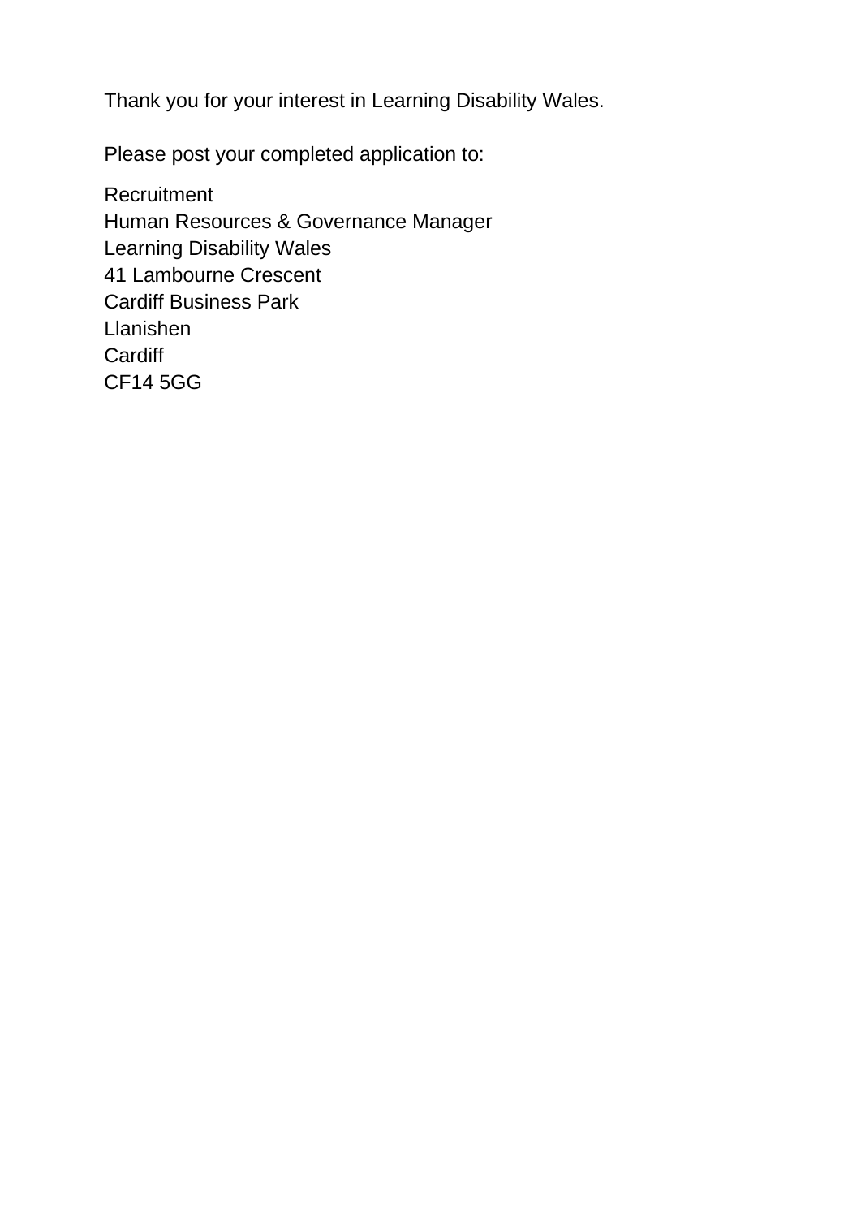Thank you for your interest in Learning Disability Wales.

Please post your completed application to:

Recruitment
Human Resources & Governance Manager
Learning Disability Wales
41 Lambourne Crescent
Cardiff Business Park
Llanishen
Cardiff
CF14 5GG